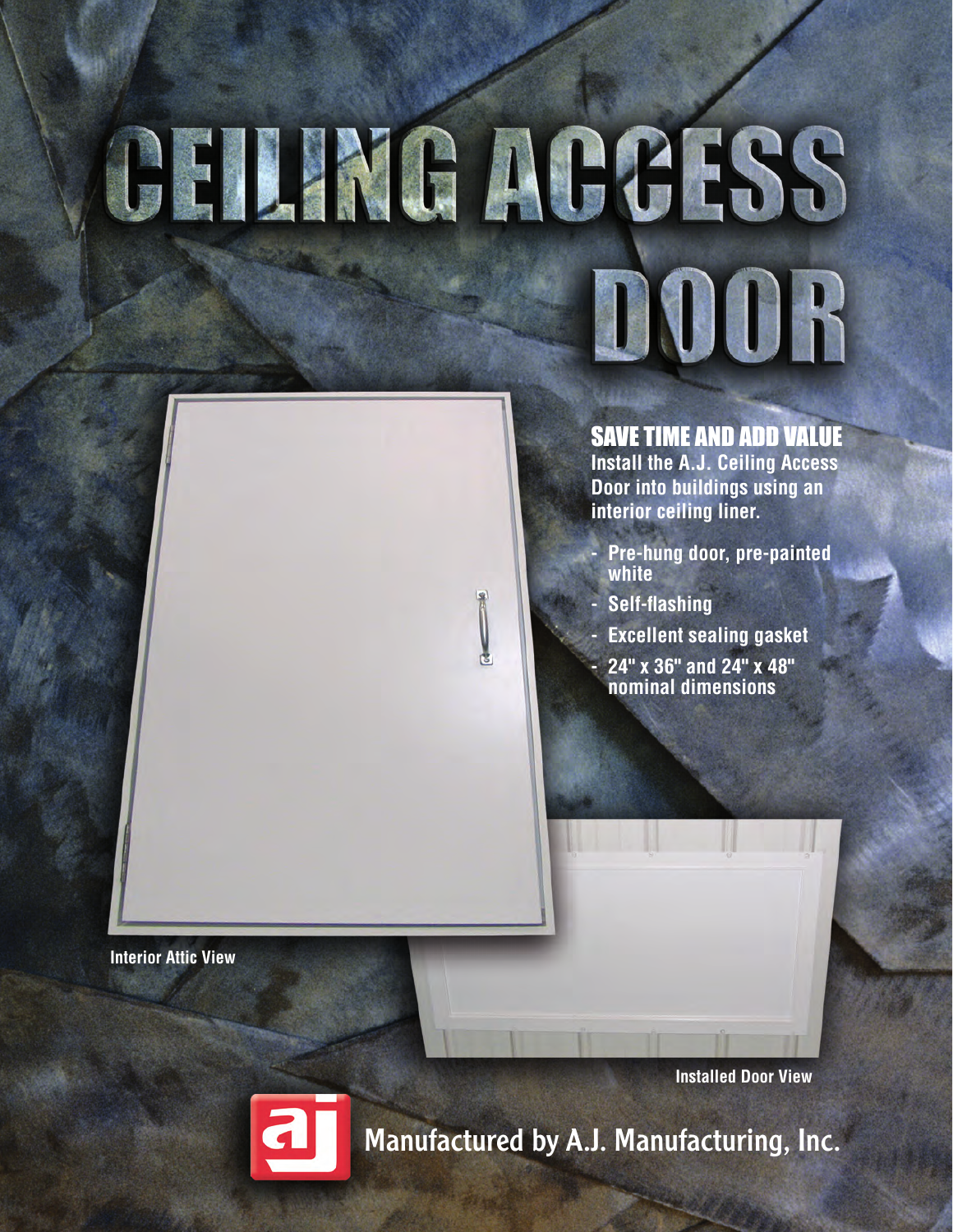# CEILING ACCESS DOOR

## SAVE TIME AND ADD VALUE

**Install the A.J. Ceiling Access Door into buildings using an interior ceiling liner.**

- **Pre-hung door, pre-painted white**
- **Self-flashing**
- **Excellent sealing gasket**
- **24" x 36" and 24" x 48" nominal dimensions**

**Interior Attic View**

**Installed Door View**

Manufactured by A.J. Manufacturing, Inc.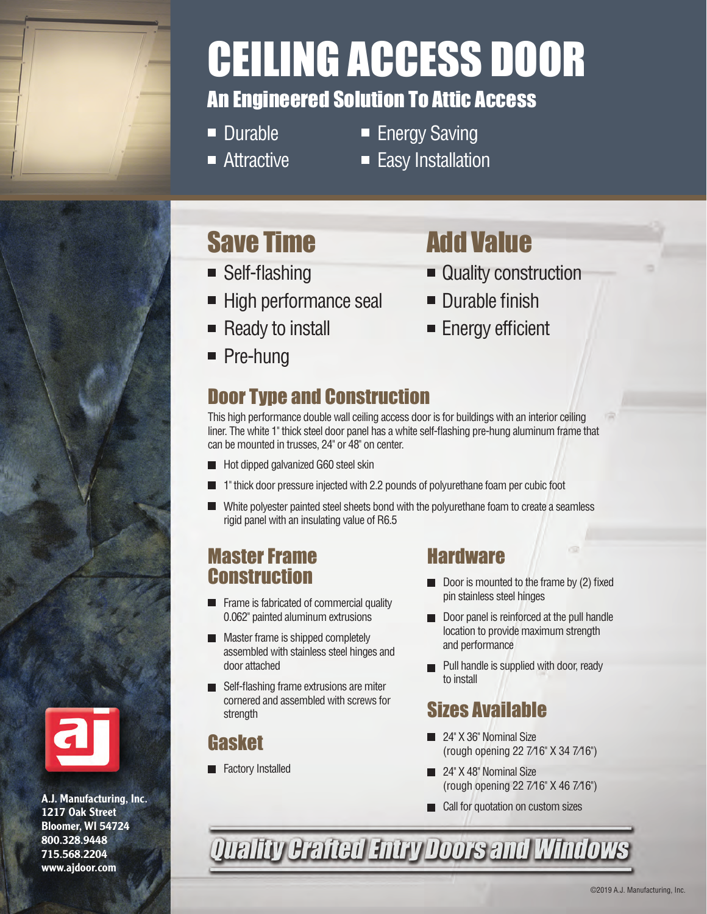# CEILING ACCESS DOOR

## An Engineered Solution To Attic Access

- Durable
- Attractive
- Energy Saving
- Easy Installation

## Save Time

- Self-flashing
- High performance seal
- Ready to install
- Pre-hung

## Add Value

- Quality construction
- Durable finish
- Energy efficient

## Door Type and Construction

This high performance double wall ceiling access door is for buildings with an interior ceiling liner. The white 1" thick steel door panel has a white self-flashing pre-hung aluminum frame that can be mounted in trusses, 24" or 48" on center.

- Hot dipped galvanized G60 steel skin
- 1" thick door pressure injected with 2.2 pounds of polyurethane foam per cubic foot
- White polyester painted steel sheets bond with the polyurethane foam to create a seamless rigid panel with an insulating value of R6.5

## Master Frame Construction

- Frame is fabricated of commercial quality 0.062" painted aluminum extrusions
- Master frame is shipped completely assembled with stainless steel hinges and door attached
- Self-flashing frame extrusions are miter cornered and assembled with screws for strength

## Gasket

- Factory Installed

## Hardware

- Door is mounted to the frame by (2) fixed pin stainless steel hinges
- Door panel is reinforced at the pull handle location to provide maximum strength and performance
- Pull handle is supplied with door, ready to install

## Sizes Available

- 24" X 36" Nominal Size (rough opening 22 7⁄16" X 34 7⁄16")
- 24" X 48" Nominal Size (rough opening 22 7⁄16" X 46 7⁄16")
- Call for quotation on custom sizes

aj

**A.J. Manufacturing, Inc.**
**1217 Oak Street**
**Bloomer, WI 54724**
**800.328.9448**
**715.568.2204**
**www.ajdoor.com**

***Quality Crafted Entry Doors and Windows***

©2019 A.J. Manufacturing, Inc.